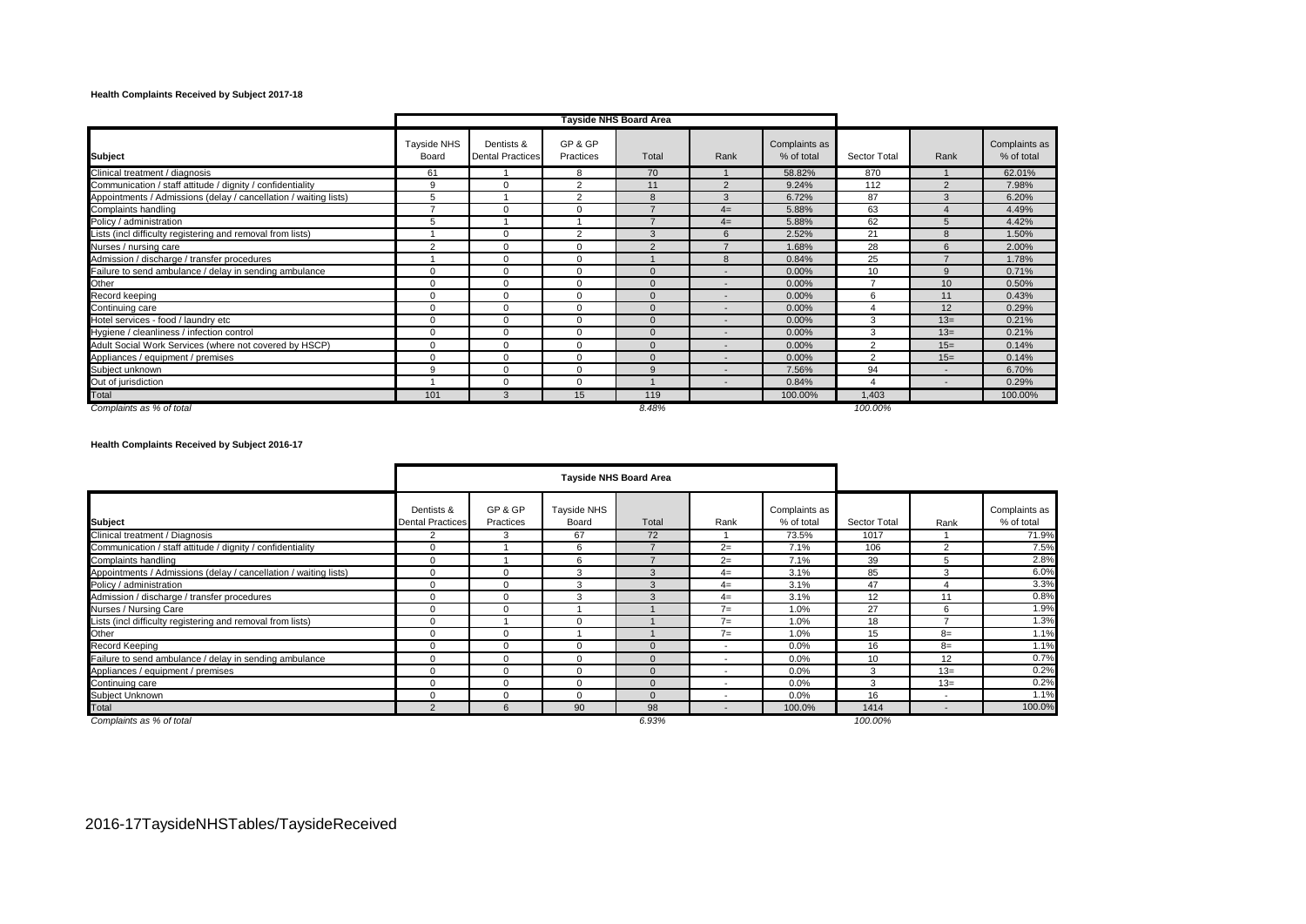**Health Complaints Received by Subject 2017-18**

| Subject | Tayside NHS Board Area | | | | | | | | |
|---|---|---|---|---|---|---|---|---|---|
| | Tayside NHS Board | Dentists & Dental Practices | GP & GP Practices | Total | Rank | Complaints as % of total | Sector Total | Rank | Complaints as % of total |
| Clinical treatment / diagnosis | 61 | 1 | 8 | 70 | 1 | 58.82% | 870 | 1 | 62.01% |
| Communication / staff attitude / dignity / confidentiality | 9 | 0 | 2 | 11 | 2 | 9.24% | 112 | 2 | 7.98% |
| Appointments / Admissions (delay / cancellation / waiting lists) | 5 | 1 | 2 | 8 | 3 | 6.72% | 87 | 3 | 6.20% |
| Complaints handling | 7 | 0 | 0 | 7 | 4= | 5.88% | 63 | 4 | 4.49% |
| Policy / administration | 5 | 1 | 1 | 7 | 4= | 5.88% | 62 | 5 | 4.42% |
| Lists (incl difficulty registering and removal from lists) | 1 | 0 | 2 | 3 | 6 | 2.52% | 21 | 8 | 1.50% |
| Nurses / nursing care | 2 | 0 | 0 | 2 | 7 | 1.68% | 28 | 6 | 2.00% |
| Admission / discharge / transfer procedures | 1 | 0 | 0 | 1 | 8 | 0.84% | 25 | 7 | 1.78% |
| Failure to send ambulance / delay in sending ambulance | 0 | 0 | 0 | 0 | - | 0.00% | 10 | 9 | 0.71% |
| Other | 0 | 0 | 0 | 0 | - | 0.00% | 7 | 10 | 0.50% |
| Record keeping | 0 | 0 | 0 | 0 | - | 0.00% | 6 | 11 | 0.43% |
| Continuing care | 0 | 0 | 0 | 0 | - | 0.00% | 4 | 12 | 0.29% |
| Hotel services - food / laundry etc | 0 | 0 | 0 | 0 | - | 0.00% | 3 | 13= | 0.21% |
| Hygiene / cleanliness / infection control | 0 | 0 | 0 | 0 | - | 0.00% | 3 | 13= | 0.21% |
| Adult Social Work Services (where not covered by HSCP) | 0 | 0 | 0 | 0 | - | 0.00% | 2 | 15= | 0.14% |
| Appliances / equipment / premises | 0 | 0 | 0 | 0 | - | 0.00% | 2 | 15= | 0.14% |
| Subject unknown | 9 | 0 | 0 | 9 | - | 7.56% | 94 | - | 6.70% |
| Out of jurisdiction | 1 | 0 | 0 | 1 | - | 0.84% | 4 | - | 0.29% |
| Total | 101 | 3 | 15 | 119 | | 100.00% | 1,403 | | 100.00% |
| *Complaints as % of total* | | | | *8.48%* | | | *100.00%* | | |

**Health Complaints Received by Subject 2016-17**

| Subject | Tayside NHS Board Area | | | | | | | | |
|---|---|---|---|---|---|---|---|---|---|
| | Dentists & Dental Practices | GP & GP Practices | Tayside NHS Board | Total | Rank | Complaints as % of total | Sector Total | Rank | Complaints as % of total |
| Clinical treatment / Diagnosis | 2 | 3 | 67 | 72 | 1 | 73.5% | 1017 | 1 | 71.9% |
| Communication / staff attitude / dignity / confidentiality | 0 | 1 | 6 | 7 | 2= | 7.1% | 106 | 2 | 7.5% |
| Complaints handling | 0 | 1 | 6 | 7 | 2= | 7.1% | 39 | 5 | 2.8% |
| Appointments / Admissions (delay / cancellation / waiting lists) | 0 | 0 | 3 | 3 | 4= | 3.1% | 85 | 3 | 6.0% |
| Policy / administration | 0 | 0 | 3 | 3 | 4= | 3.1% | 47 | 4 | 3.3% |
| Admission / discharge / transfer procedures | 0 | 0 | 3 | 3 | 4= | 3.1% | 12 | 11 | 0.8% |
| Nurses / Nursing Care | 0 | 0 | 1 | 1 | 7= | 1.0% | 27 | 6 | 1.9% |
| Lists (incl difficulty registering and removal from lists) | 0 | 1 | 0 | 1 | 7= | 1.0% | 18 | 7 | 1.3% |
| Other | 0 | 0 | 1 | 1 | 7= | 1.0% | 15 | 8= | 1.1% |
| Record Keeping | 0 | 0 | 0 | 0 | - | 0.0% | 16 | 8= | 1.1% |
| Failure to send ambulance / delay in sending ambulance | 0 | 0 | 0 | 0 | - | 0.0% | 10 | 12 | 0.7% |
| Appliances / equipment / premises | 0 | 0 | 0 | 0 | - | 0.0% | 3 | 13= | 0.2% |
| Continuing care | 0 | 0 | 0 | 0 | - | 0.0% | 3 | 13= | 0.2% |
| Subject Unknown | 0 | 0 | 0 | 0 | - | 0.0% | 16 | - | 1.1% |
| Total | 2 | 6 | 90 | 98 | - | 100.0% | 1414 | - | 100.0% |
| *Complaints as % of total* | | | | *6.93%* | | | *100.00%* | | |

2016-17TaysideNHSTables/TaysideReceived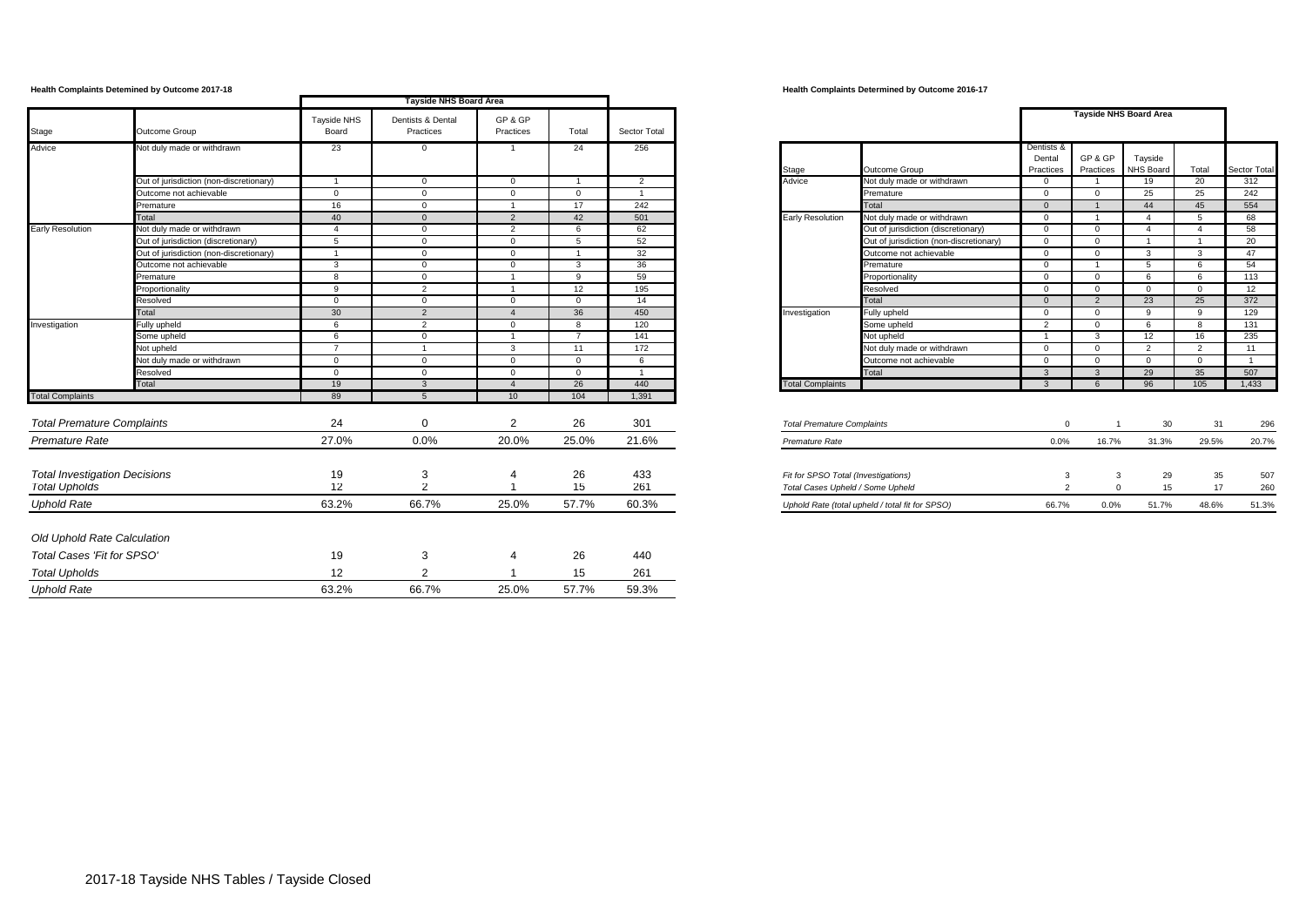**Health Complaints Detemined by Outcome 2017-18**

| Stage | Outcome Group | Tayside NHS Board Area | | | | |
|---|---|---|---|---|---|---|
| | | Tayside NHS Board | Dentists & Dental Practices | GP & GP Practices | Total | Sector Total |
| Advice | Not duly made or withdrawn | 23 | 0 | 1 | 24 | 256 |
| | Out of jurisdiction (non-discretionary) | 1 | 0 | 0 | 1 | 2 |
| | Outcome not achievable | 0 | 0 | 0 | 0 | 1 |
| | Premature | 16 | 0 | 1 | 17 | 242 |
| | Total | 40 | 0 | 2 | 42 | 501 |
| Early Resolution | Not duly made or withdrawn | 4 | 0 | 2 | 6 | 62 |
| | Out of jurisdiction (discretionary) | 5 | 0 | 0 | 5 | 52 |
| | Out of jurisdiction (non-discretionary) | 1 | 0 | 0 | 1 | 32 |
| | Outcome not achievable | 3 | 0 | 0 | 3 | 36 |
| | Premature | 8 | 0 | 1 | 9 | 59 |
| | Proportionality | 9 | 2 | 1 | 12 | 195 |
| | Resolved | 0 | 0 | 0 | 0 | 14 |
| | Total | 30 | 2 | 4 | 36 | 450 |
| Investigation | Fully upheld | 6 | 2 | 0 | 8 | 120 |
| | Some upheld | 6 | 0 | 1 | 7 | 141 |
| | Not upheld | 7 | 1 | 3 | 11 | 172 |
| | Not duly made or withdrawn | 0 | 0 | 0 | 0 | 6 |
| | Resolved | 0 | 0 | 0 | 0 | 1 |
| | Total | 19 | 3 | 4 | 26 | 440 |
| Total Complaints | | 89 | 5 | 10 | 104 | 1,391 |

| | Tayside NHS Board | Dentists & Dental Practices | GP & GP Practices | Total | Sector Total |
|---|---|---|---|---|---|
| *Total Premature Complaints* | 24 | 0 | 2 | 26 | 301 |
| *Premature Rate* | 27.0% | 0.0% | 20.0% | 25.0% | 21.6% |
| *Total Investigation Decisions* | 19 | 3 | 4 | 26 | 433 |
| *Total Upholds* | 12 | 2 | 1 | 15 | 261 |
| *Uphold Rate* | 63.2% | 66.7% | 25.0% | 57.7% | 60.3% |
| *Old Uphold Rate Calculation* | | | | | |
| *Total Cases 'Fit for SPSO'* | 19 | 3 | 4 | 26 | 440 |
| *Total Upholds* | 12 | 2 | 1 | 15 | 261 |
| *Uphold Rate* | 63.2% | 66.7% | 25.0% | 57.7% | 59.3% |

**Health Complaints Determined by Outcome 2016-17**

| Stage | Outcome Group | Tayside NHS Board Area | | | | |
|---|---|---|---|---|---|---|
| | | Dentists & Dental Practices | GP & GP Practices | Tayside NHS Board | Total | Sector Total |
| Advice | Not duly made or withdrawn | 0 | 1 | 19 | 20 | 312 |
| | Premature | 0 | 0 | 25 | 25 | 242 |
| | Total | 0 | 1 | 44 | 45 | 554 |
| Early Resolution | Not duly made or withdrawn | 0 | 1 | 4 | 5 | 68 |
| | Out of jurisdiction (discretionary) | 0 | 0 | 4 | 4 | 58 |
| | Out of jurisdiction (non-discretionary) | 0 | 0 | 1 | 1 | 20 |
| | Outcome not achievable | 0 | 0 | 3 | 3 | 47 |
| | Premature | 0 | 1 | 5 | 6 | 54 |
| | Proportionality | 0 | 0 | 6 | 6 | 113 |
| | Resolved | 0 | 0 | 0 | 0 | 12 |
| | Total | 0 | 2 | 23 | 25 | 372 |
| Investigation | Fully upheld | 0 | 0 | 9 | 9 | 129 |
| | Some upheld | 2 | 0 | 6 | 8 | 131 |
| | Not upheld | 1 | 3 | 12 | 16 | 235 |
| | Not duly made or withdrawn | 0 | 0 | 2 | 2 | 11 |
| | Outcome not achievable | 0 | 0 | 0 | 0 | 1 |
| | Total | 3 | 3 | 29 | 35 | 507 |
| Total Complaints | | 3 | 6 | 96 | 105 | 1,433 |

| | Dentists & Dental Practices | GP & GP Practices | Tayside NHS Board | Total | Sector Total |
|---|---|---|---|---|---|
| *Total Premature Complaints* | 0 | 1 | 30 | 31 | 296 |
| *Premature Rate* | 0.0% | 16.7% | 31.3% | 29.5% | 20.7% |
| *Fit for SPSO Total (Investigations)* | 3 | 3 | 29 | 35 | 507 |
| *Total Cases Upheld / Some Upheld* | 2 | 0 | 15 | 17 | 260 |
| *Uphold Rate (total upheld / total fit for SPSO)* | 66.7% | 0.0% | 51.7% | 48.6% | 51.3% |

2017-18 Tayside NHS Tables / Tayside Closed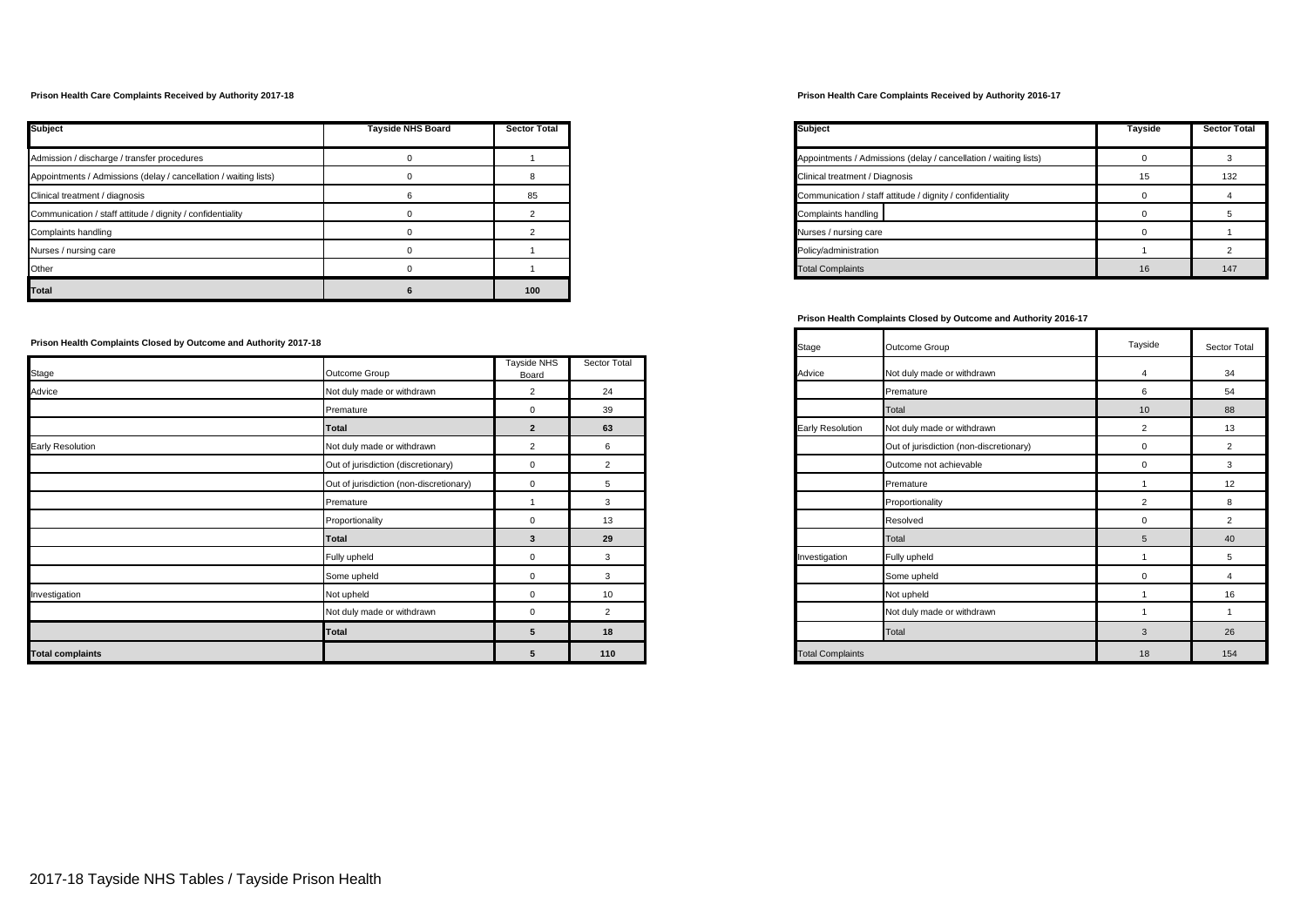**Prison Health Care Complaints Received by Authority 2017-18**

| Subject | Tayside NHS Board | Sector Total |
| --- | --- | --- |
| Admission / discharge / transfer procedures | 0 | 1 |
| Appointments / Admissions (delay / cancellation / waiting lists) | 0 | 8 |
| Clinical treatment / diagnosis | 6 | 85 |
| Communication / staff attitude / dignity / confidentiality | 0 | 2 |
| Complaints handling | 0 | 2 |
| Nurses / nursing care | 0 | 1 |
| Other | 0 | 1 |
| **Total** | **6** | **100** |

**Prison Health Complaints Closed by Outcome and Authority 2017-18**

| Stage | Outcome Group | Tayside NHS Board | Sector Total |
| --- | --- | --- | --- |
| Advice | Not duly made or withdrawn | 2 | 24 |
| | Premature | 0 | 39 |
| | **Total** | **2** | **63** |
| Early Resolution | Not duly made or withdrawn | 2 | 6 |
| | Out of jurisdiction (discretionary) | 0 | 2 |
| | Out of jurisdiction (non-discretionary) | 0 | 5 |
| | Premature | 1 | 3 |
| | Proportionality | 0 | 13 |
| | **Total** | **3** | **29** |
| | Fully upheld | 0 | 3 |
| | Some upheld | 0 | 3 |
| Investigation | Not upheld | 0 | 10 |
| | Not duly made or withdrawn | 0 | 2 |
| | **Total** | **5** | **18** |
| **Total complaints** | | **5** | **110** |

**Prison Health Care Complaints Received by Authority 2016-17**

| Subject | Tayside | Sector Total |
| --- | --- | --- |
| Appointments / Admissions (delay / cancellation / waiting lists) | 0 | 3 |
| Clinical treatment / Diagnosis | 15 | 132 |
| Communication / staff attitude / dignity / confidentiality | 0 | 4 |
| Complaints handling | 0 | 5 |
| Nurses / nursing care | 0 | 1 |
| Policy/administration | 1 | 2 |
| Total Complaints | 16 | 147 |

**Prison Health Complaints Closed by Outcome and Authority 2016-17**

| Stage | Outcome Group | Tayside | Sector Total |
| --- | --- | --- | --- |
| Advice | Not duly made or withdrawn | 4 | 34 |
| | Premature | 6 | 54 |
| | Total | 10 | 88 |
| Early Resolution | Not duly made or withdrawn | 2 | 13 |
| | Out of jurisdiction (non-discretionary) | 0 | 2 |
| | Outcome not achievable | 0 | 3 |
| | Premature | 1 | 12 |
| | Proportionality | 2 | 8 |
| | Resolved | 0 | 2 |
| | Total | 5 | 40 |
| Investigation | Fully upheld | 1 | 5 |
| | Some upheld | 0 | 4 |
| | Not upheld | 1 | 16 |
| | Not duly made or withdrawn | 1 | 1 |
| | Total | 3 | 26 |
| Total Complaints | | 18 | 154 |

2017-18 Tayside NHS Tables / Tayside Prison Health